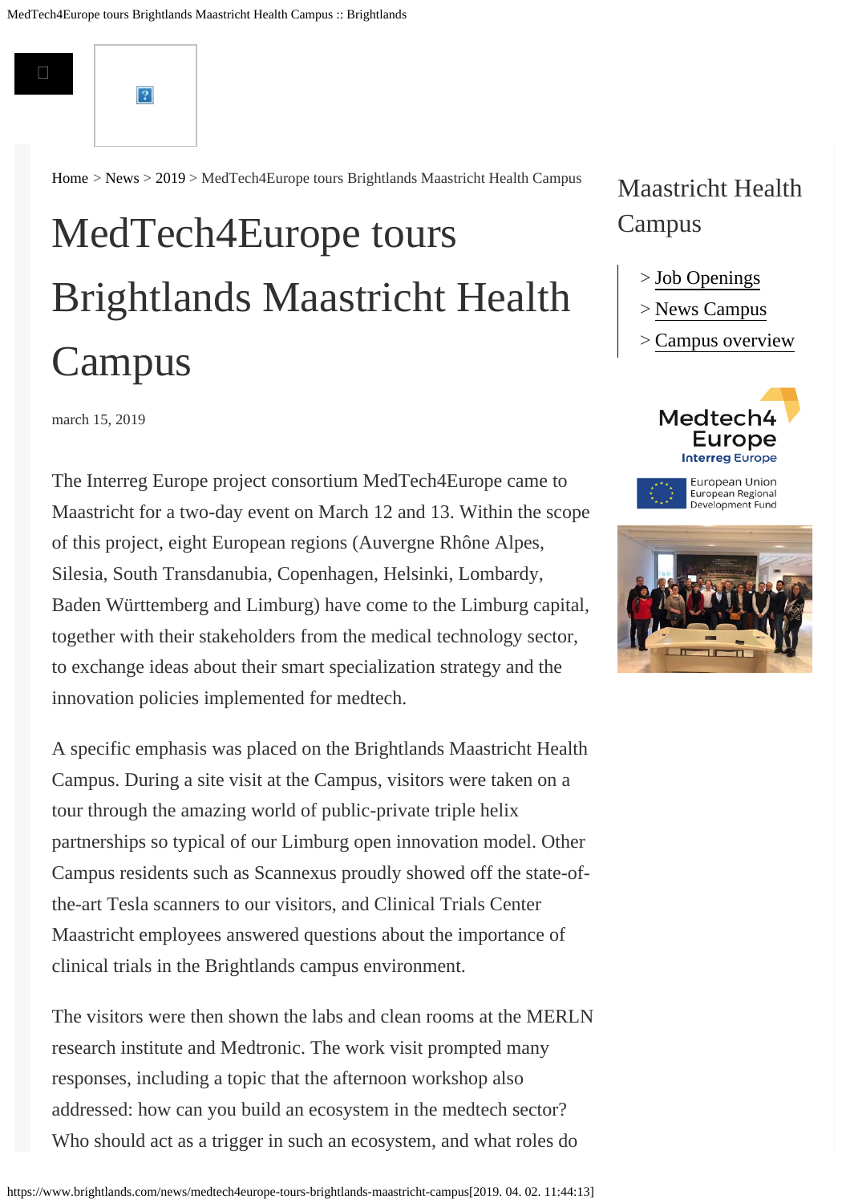Home > News > 2019 > MedTech4Europe tours Brightlands Maastricht Health Campus

# MedTech4Europe tours Brightlands Maastricht Health Campus

march 15, 2019

The Interreg Europe project consortium MedTech4Europe came to Maastricht for a two-day event on March 12 and 13. Within the scope of this project, eight European regions (Auvergne Rhône Alpes, Silesia, South Transdanubia, Copenhagen, Helsinki, Lombardy, Baden Württemberg and Limburg) have come to the Limburg capital, together with their stakeholders from the medical technology sector, to exchange ideas about their smart specialization strategy and the innovation policies implemented for medtech.

A specific emphasis was placed on the Brightlands Maastricht Health Campus. During a site visit at the Campus, visitors were taken on a tour through the amazing world of public-private triple helix partnerships so typical of our Limburg open innovation model. Other Campus residents such as Scannexus proudly showed off the state-of-the-art Tesla scanners to our visitors, and Clinical Trials Center Maastricht employees answered questions about the importance of clinical trials in the Brightlands campus environment.

The visitors were then shown the labs and clean rooms at the MERLN research institute and Medtronic. The work visit prompted many responses, including a topic that the afternoon workshop also addressed: how can you build an ecosystem in the medtech sector? Who should act as a trigger in such an ecosystem, and what roles do

## Maastricht Health Campus

- > Job Openings
- > News Campus
- > Campus overview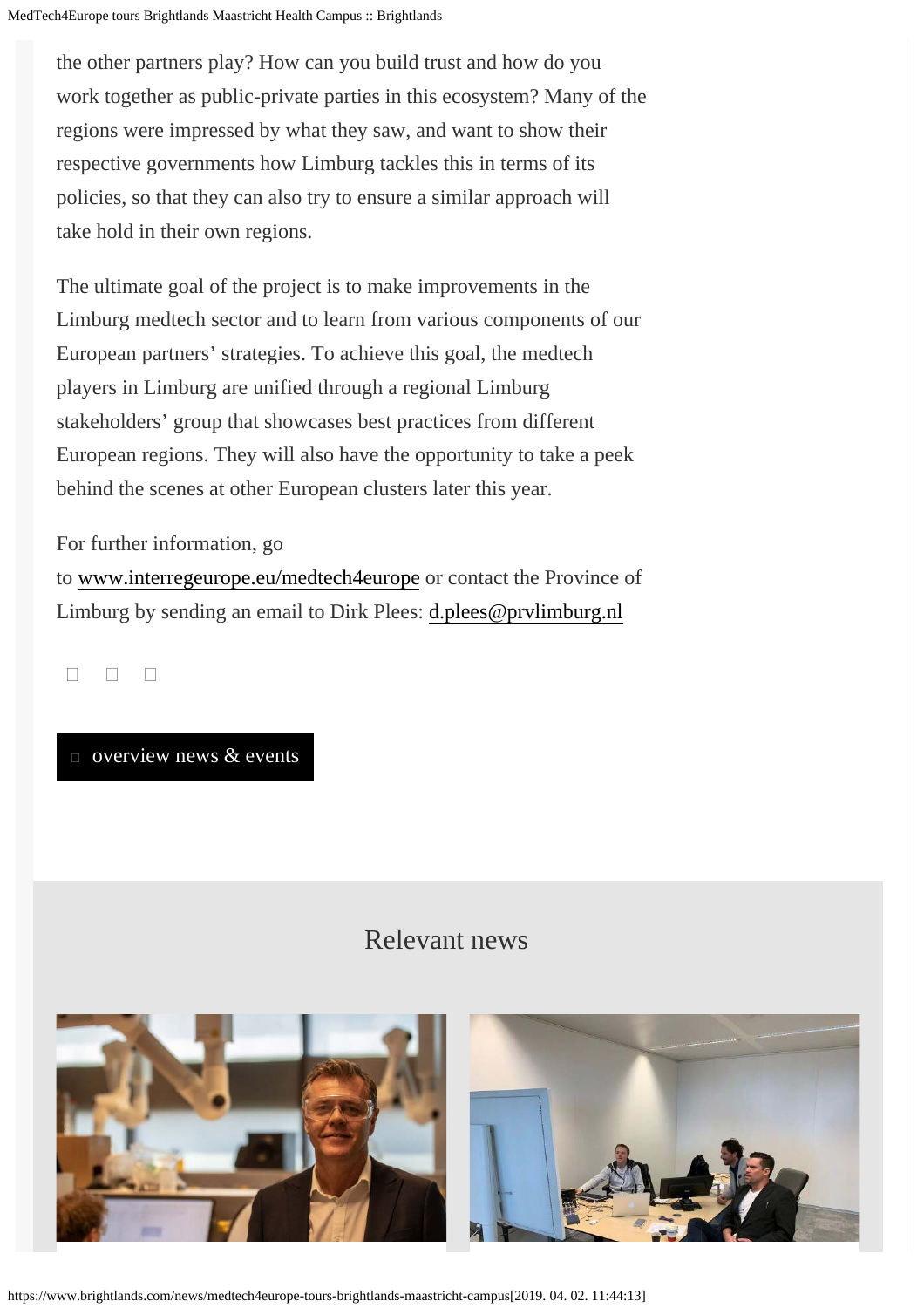the other partners play? How can you build trust and how do you work together as public-private parties in this ecosystem? Many of the regions were impressed by what they saw, and want to show their respective governments how Limburg tackles this in terms of its policies, so that they can also try to ensure a similar approach will take hold in their own regions.

The ultimate goal of the project is to make improvements in the Limburg medtech sector and to learn from various components of our European partners' strategies. To achieve this goal, the medtech players in Limburg are unified through a regional Limburg stakeholders' group that showcases best practices from different European regions. They will also have the opportunity to take a peek behind the scenes at other European clusters later this year.

For further information, go to www.interregeurope.eu/medtech4europe or contact the Province of Limburg by sending an email to Dirk Plees: d.plees@prvlimburg.nl

overview news & events

## Relevant news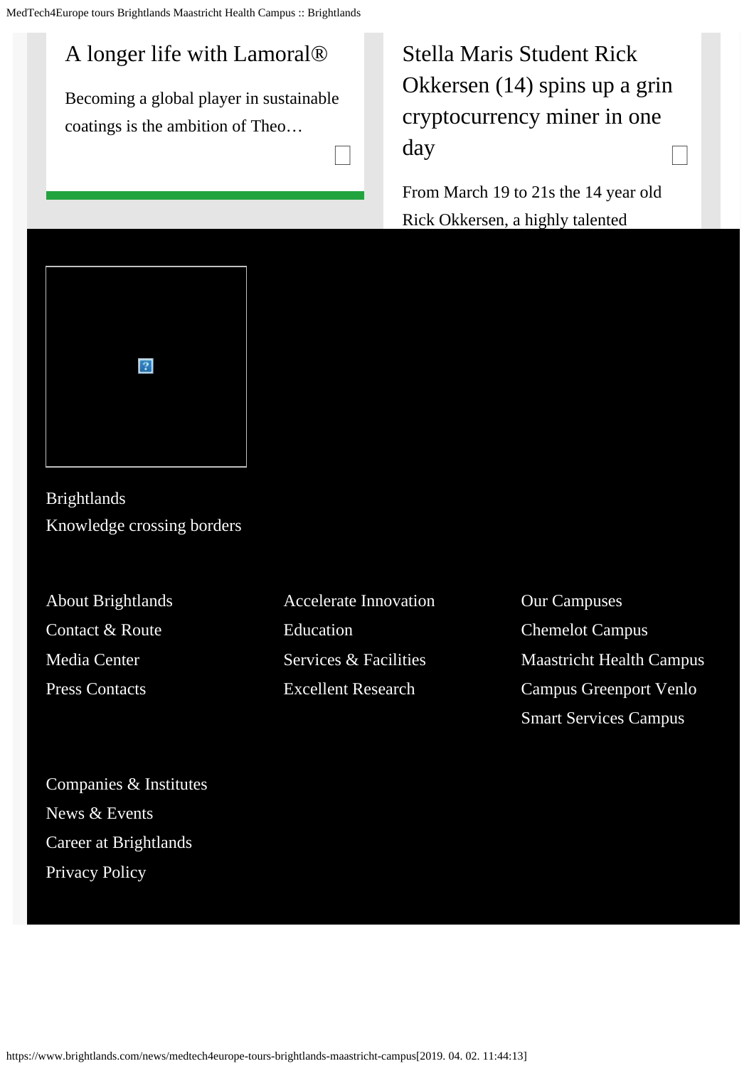## A longer life with Lamoral®

Becoming a global player in sustainable coatings is the ambition of Theo…

## Stella Maris Student Rick Okkersen (14) spins up a grin cryptocurrency miner in one day

From March 19 to 21s the 14 year old Rick Okkersen, a highly talented

Brightlands
Knowledge crossing borders

- About Brightlands
- Contact & Route
- Media Center
- Press Contacts

- Accelerate Innovation
- Education
- Services & Facilities
- Excellent Research

- Our Campuses
- Chemelot Campus
- Maastricht Health Campus
- Campus Greenport Venlo
- Smart Services Campus

- Companies & Institutes
- News & Events
- Career at Brightlands
- Privacy Policy